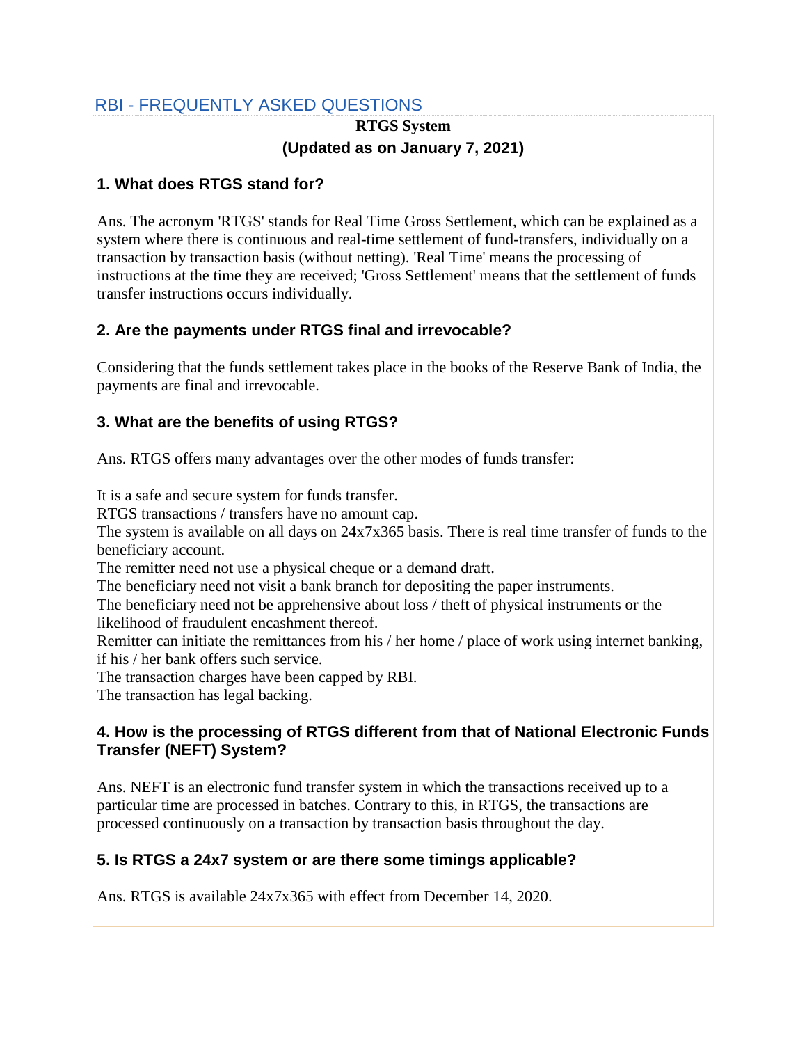# RBI - FREQUENTLY ASKED QUESTIONS

**RTGS System**

**(Updated as on January 7, 2021)**

### 1. What does RTGS stand for?

Ans. The acronym 'RTGS' stands for Real Time Gross Settlement, which can be explained as a system where there is continuous and real-time settlement of fund-transfers, individually on a transaction by transaction basis (without netting). 'Real Time' means the processing of instructions at the time they are received; 'Gross Settlement' means that the settlement of funds transfer instructions occurs individually.

### 2. Are the payments under RTGS final and irrevocable?

Considering that the funds settlement takes place in the books of the Reserve Bank of India, the payments are final and irrevocable.

### 3. What are the benefits of using RTGS?

Ans. RTGS offers many advantages over the other modes of funds transfer:

It is a safe and secure system for funds transfer.
RTGS transactions / transfers have no amount cap.
The system is available on all days on 24x7x365 basis. There is real time transfer of funds to the beneficiary account.
The remitter need not use a physical cheque or a demand draft.
The beneficiary need not visit a bank branch for depositing the paper instruments.
The beneficiary need not be apprehensive about loss / theft of physical instruments or the likelihood of fraudulent encashment thereof.
Remitter can initiate the remittances from his / her home / place of work using internet banking, if his / her bank offers such service.
The transaction charges have been capped by RBI.
The transaction has legal backing.

### 4. How is the processing of RTGS different from that of National Electronic Funds Transfer (NEFT) System?

Ans. NEFT is an electronic fund transfer system in which the transactions received up to a particular time are processed in batches. Contrary to this, in RTGS, the transactions are processed continuously on a transaction by transaction basis throughout the day.

### 5. Is RTGS a 24x7 system or are there some timings applicable?

Ans. RTGS is available 24x7x365 with effect from December 14, 2020.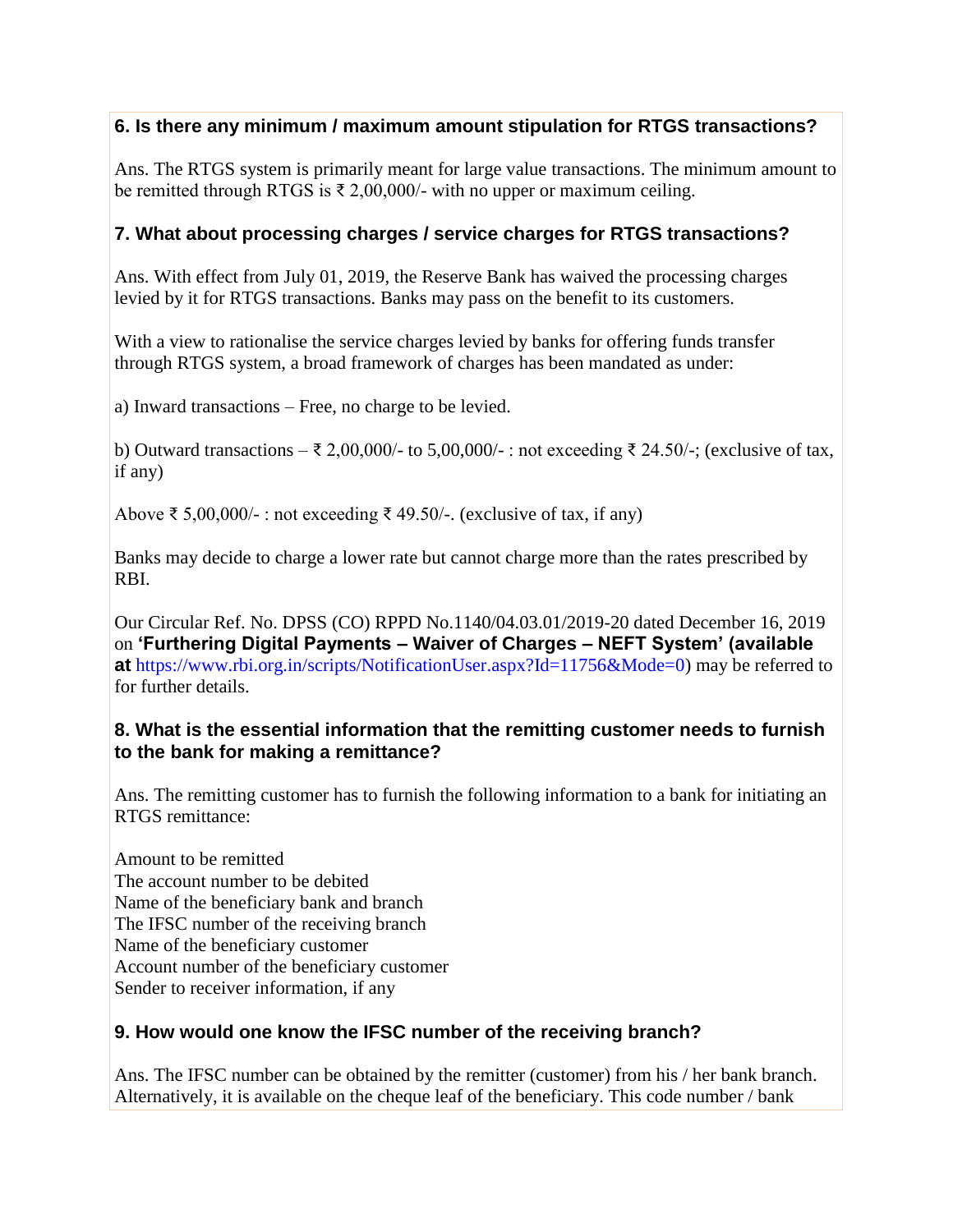### 6. Is there any minimum / maximum amount stipulation for RTGS transactions?

Ans. The RTGS system is primarily meant for large value transactions. The minimum amount to be remitted through RTGS is ₹ 2,00,000/- with no upper or maximum ceiling.

### 7. What about processing charges / service charges for RTGS transactions?

Ans. With effect from July 01, 2019, the Reserve Bank has waived the processing charges levied by it for RTGS transactions. Banks may pass on the benefit to its customers.

With a view to rationalise the service charges levied by banks for offering funds transfer through RTGS system, a broad framework of charges has been mandated as under:

a) Inward transactions – Free, no charge to be levied.

b) Outward transactions – ₹ 2,00,000/- to 5,00,000/- : not exceeding ₹ 24.50/-; (exclusive of tax, if any)

Above ₹ 5,00,000/- : not exceeding ₹ 49.50/-. (exclusive of tax, if any)

Banks may decide to charge a lower rate but cannot charge more than the rates prescribed by RBI.

Our Circular Ref. No. DPSS (CO) RPPD No.1140/04.03.01/2019-20 dated December 16, 2019 on **'Furthering Digital Payments – Waiver of Charges – NEFT System' (available at** https://www.rbi.org.in/scripts/NotificationUser.aspx?Id=11756&Mode=0) may be referred to for further details.

### 8. What is the essential information that the remitting customer needs to furnish to the bank for making a remittance?

Ans. The remitting customer has to furnish the following information to a bank for initiating an RTGS remittance:

Amount to be remitted
The account number to be debited
Name of the beneficiary bank and branch
The IFSC number of the receiving branch
Name of the beneficiary customer
Account number of the beneficiary customer
Sender to receiver information, if any

### 9. How would one know the IFSC number of the receiving branch?

Ans. The IFSC number can be obtained by the remitter (customer) from his / her bank branch. Alternatively, it is available on the cheque leaf of the beneficiary. This code number / bank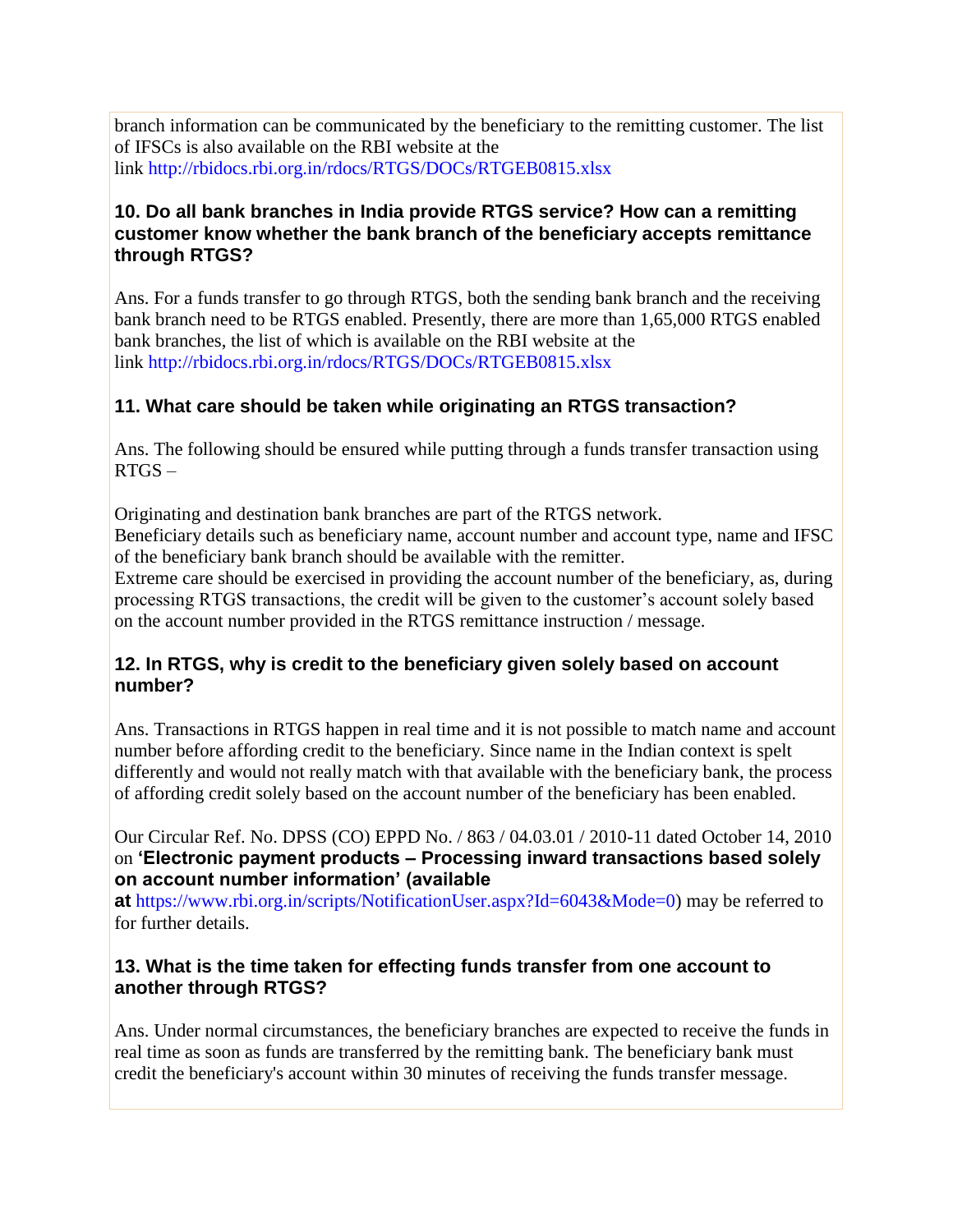branch information can be communicated by the beneficiary to the remitting customer. The list of IFSCs is also available on the RBI website at the link http://rbidocs.rbi.org.in/rdocs/RTGS/DOCs/RTGEB0815.xlsx

### 10. Do all bank branches in India provide RTGS service? How can a remitting customer know whether the bank branch of the beneficiary accepts remittance through RTGS?

Ans. For a funds transfer to go through RTGS, both the sending bank branch and the receiving bank branch need to be RTGS enabled. Presently, there are more than 1,65,000 RTGS enabled bank branches, the list of which is available on the RBI website at the link http://rbidocs.rbi.org.in/rdocs/RTGS/DOCs/RTGEB0815.xlsx

### 11. What care should be taken while originating an RTGS transaction?

Ans. The following should be ensured while putting through a funds transfer transaction using RTGS –

Originating and destination bank branches are part of the RTGS network.
Beneficiary details such as beneficiary name, account number and account type, name and IFSC of the beneficiary bank branch should be available with the remitter.
Extreme care should be exercised in providing the account number of the beneficiary, as, during processing RTGS transactions, the credit will be given to the customer's account solely based on the account number provided in the RTGS remittance instruction / message.

### 12. In RTGS, why is credit to the beneficiary given solely based on account number?

Ans. Transactions in RTGS happen in real time and it is not possible to match name and account number before affording credit to the beneficiary. Since name in the Indian context is spelt differently and would not really match with that available with the beneficiary bank, the process of affording credit solely based on the account number of the beneficiary has been enabled.

Our Circular Ref. No. DPSS (CO) EPPD No. / 863 / 04.03.01 / 2010-11 dated October 14, 2010 on **'Electronic payment products – Processing inward transactions based solely on account number information' (available at** https://www.rbi.org.in/scripts/NotificationUser.aspx?Id=6043&Mode=0) may be referred to for further details.

### 13. What is the time taken for effecting funds transfer from one account to another through RTGS?

Ans. Under normal circumstances, the beneficiary branches are expected to receive the funds in real time as soon as funds are transferred by the remitting bank. The beneficiary bank must credit the beneficiary's account within 30 minutes of receiving the funds transfer message.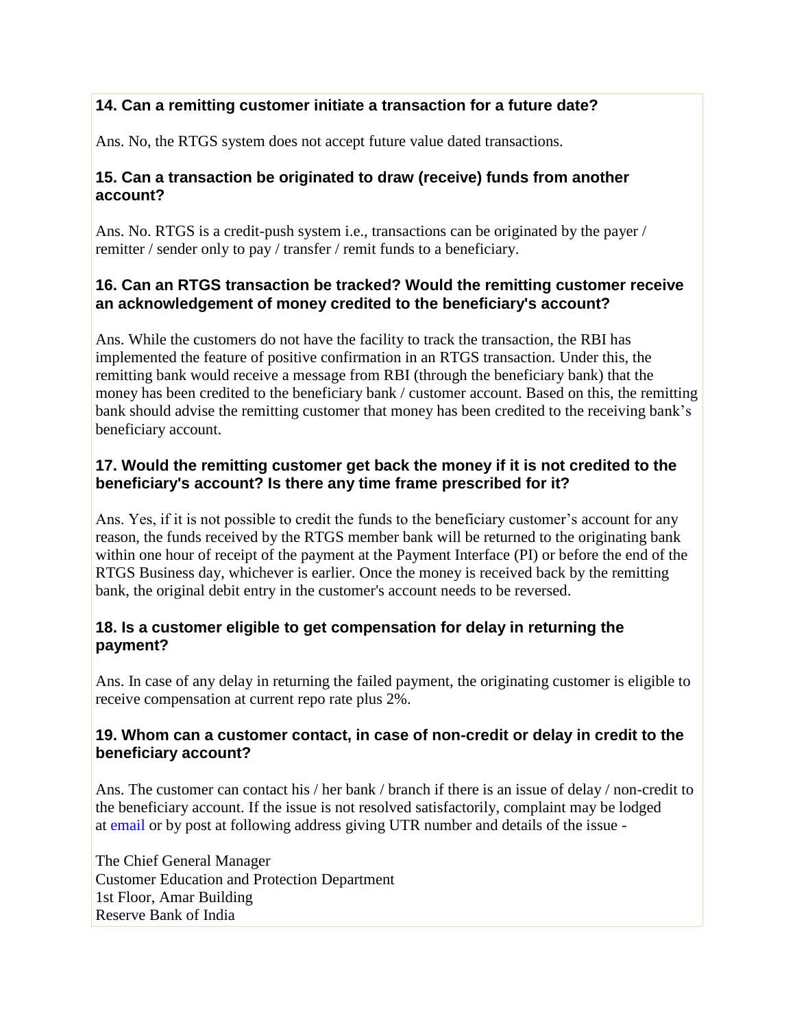### 14. Can a remitting customer initiate a transaction for a future date?

Ans. No, the RTGS system does not accept future value dated transactions.

### 15. Can a transaction be originated to draw (receive) funds from another account?

Ans. No. RTGS is a credit-push system i.e., transactions can be originated by the payer / remitter / sender only to pay / transfer / remit funds to a beneficiary.

### 16. Can an RTGS transaction be tracked? Would the remitting customer receive an acknowledgement of money credited to the beneficiary's account?

Ans. While the customers do not have the facility to track the transaction, the RBI has implemented the feature of positive confirmation in an RTGS transaction. Under this, the remitting bank would receive a message from RBI (through the beneficiary bank) that the money has been credited to the beneficiary bank / customer account. Based on this, the remitting bank should advise the remitting customer that money has been credited to the receiving bank's beneficiary account.

### 17. Would the remitting customer get back the money if it is not credited to the beneficiary's account? Is there any time frame prescribed for it?

Ans. Yes, if it is not possible to credit the funds to the beneficiary customer's account for any reason, the funds received by the RTGS member bank will be returned to the originating bank within one hour of receipt of the payment at the Payment Interface (PI) or before the end of the RTGS Business day, whichever is earlier. Once the money is received back by the remitting bank, the original debit entry in the customer's account needs to be reversed.

### 18. Is a customer eligible to get compensation for delay in returning the payment?

Ans. In case of any delay in returning the failed payment, the originating customer is eligible to receive compensation at current repo rate plus 2%.

### 19. Whom can a customer contact, in case of non-credit or delay in credit to the beneficiary account?

Ans. The customer can contact his / her bank / branch if there is an issue of delay / non-credit to the beneficiary account. If the issue is not resolved satisfactorily, complaint may be lodged at email or by post at following address giving UTR number and details of the issue -

The Chief General Manager
Customer Education and Protection Department
1st Floor, Amar Building
Reserve Bank of India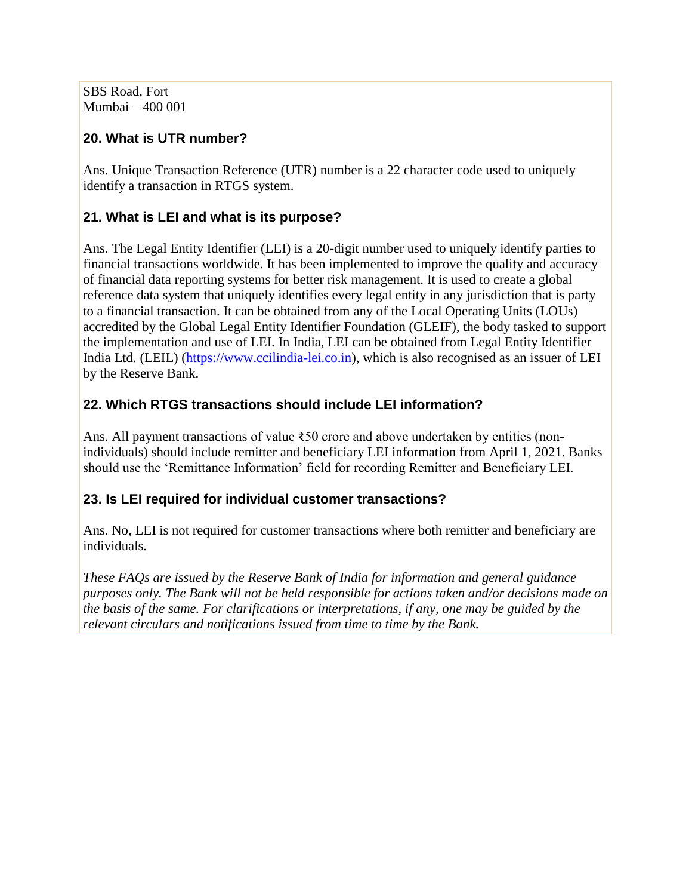SBS Road, Fort
Mumbai – 400 001

### 20. What is UTR number?

Ans. Unique Transaction Reference (UTR) number is a 22 character code used to uniquely identify a transaction in RTGS system.

### 21. What is LEI and what is its purpose?

Ans. The Legal Entity Identifier (LEI) is a 20-digit number used to uniquely identify parties to financial transactions worldwide. It has been implemented to improve the quality and accuracy of financial data reporting systems for better risk management. It is used to create a global reference data system that uniquely identifies every legal entity in any jurisdiction that is party to a financial transaction. It can be obtained from any of the Local Operating Units (LOUs) accredited by the Global Legal Entity Identifier Foundation (GLEIF), the body tasked to support the implementation and use of LEI. In India, LEI can be obtained from Legal Entity Identifier India Ltd. (LEIL) (https://www.ccilindia-lei.co.in), which is also recognised as an issuer of LEI by the Reserve Bank.

### 22. Which RTGS transactions should include LEI information?

Ans. All payment transactions of value ₹50 crore and above undertaken by entities (non-individuals) should include remitter and beneficiary LEI information from April 1, 2021. Banks should use the 'Remittance Information' field for recording Remitter and Beneficiary LEI.

### 23. Is LEI required for individual customer transactions?

Ans. No, LEI is not required for customer transactions where both remitter and beneficiary are individuals.

*These FAQs are issued by the Reserve Bank of India for information and general guidance purposes only. The Bank will not be held responsible for actions taken and/or decisions made on the basis of the same. For clarifications or interpretations, if any, one may be guided by the relevant circulars and notifications issued from time to time by the Bank.*